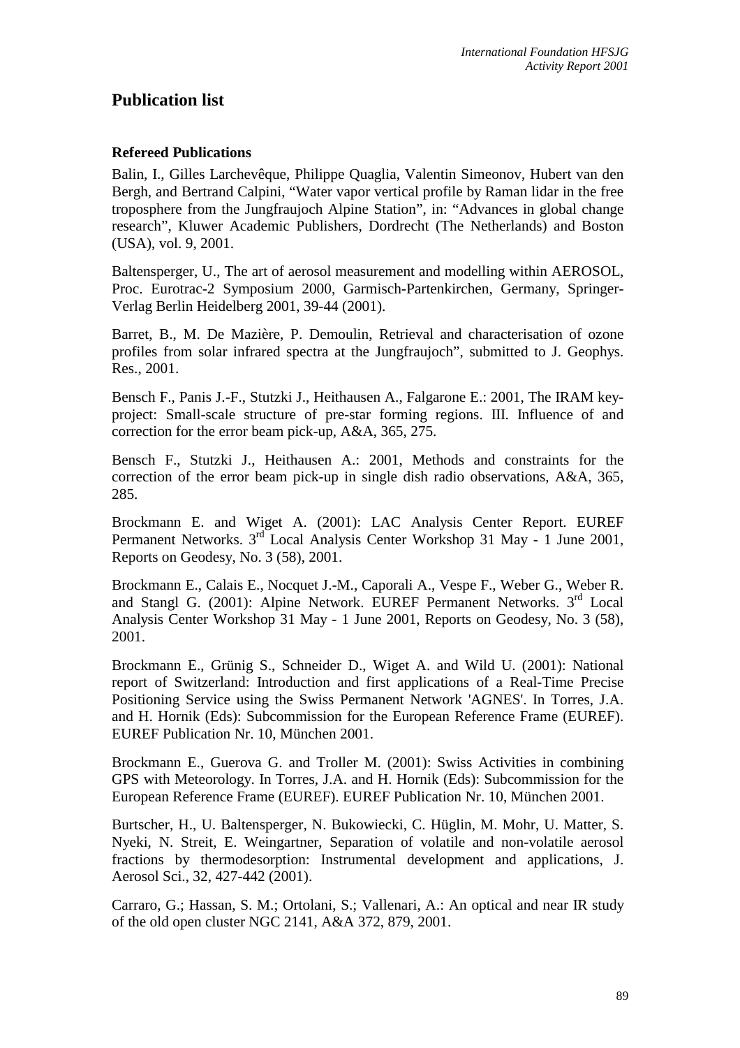# Publication list

### Refereed Publications

Balin, I., Gilles Larchevêque, Philippe Quaglia, Valentin Simeonov, Hubert van den Bergh, and Bertrand Calpini, "Water vapor vertical profile by Raman lidar in the free troposphere from the Jungfraujoch Alpine Station", in: "Advances in global change research", Kluwer Academic Publishers, Dordrecht (The Netherlands) and Boston (USA), vol. 9, 2001.

Baltensperger, U., The art of aerosol measurement and modelling within AEROSOL, Proc. Eurotrac-2 Symposium 2000, Garmisch-Partenkirchen, Germany, Springer-Verlag Berlin Heidelberg 2001, 39-44 (2001).

Barret, B., M. De Mazière, P. Demoulin, Retrieval and characterisation of ozone profiles from solar infrared spectra at the Jungfraujoch", submitted to J. Geophys. Res., 2001.

Bensch F., Panis J.-F., Stutzki J., Heithausen A., Falgarone E.: 2001, The IRAM key-project: Small-scale structure of pre-star forming regions. III. Influence of and correction for the error beam pick-up, A&A, 365, 275.

Bensch F., Stutzki J., Heithausen A.: 2001, Methods and constraints for the correction of the error beam pick-up in single dish radio observations, A&A, 365, 285.

Brockmann E. and Wiget A. (2001): LAC Analysis Center Report. EUREF Permanent Networks. 3rd Local Analysis Center Workshop 31 May - 1 June 2001, Reports on Geodesy, No. 3 (58), 2001.

Brockmann E., Calais E., Nocquet J.-M., Caporali A., Vespe F., Weber G., Weber R. and Stangl G. (2001): Alpine Network. EUREF Permanent Networks. 3rd Local Analysis Center Workshop 31 May - 1 June 2001, Reports on Geodesy, No. 3 (58), 2001.

Brockmann E., Grünig S., Schneider D., Wiget A. and Wild U. (2001): National report of Switzerland: Introduction and first applications of a Real-Time Precise Positioning Service using the Swiss Permanent Network 'AGNES'. In Torres, J.A. and H. Hornik (Eds): Subcommission for the European Reference Frame (EUREF). EUREF Publication Nr. 10, München 2001.

Brockmann E., Guerova G. and Troller M. (2001): Swiss Activities in combining GPS with Meteorology. In Torres, J.A. and H. Hornik (Eds): Subcommission for the European Reference Frame (EUREF). EUREF Publication Nr. 10, München 2001.

Burtscher, H., U. Baltensperger, N. Bukowiecki, C. Hüglin, M. Mohr, U. Matter, S. Nyeki, N. Streit, E. Weingartner, Separation of volatile and non-volatile aerosol fractions by thermodesorption: Instrumental development and applications, J. Aerosol Sci., 32, 427-442 (2001).

Carraro, G.; Hassan, S. M.; Ortolani, S.; Vallenari, A.: An optical and near IR study of the old open cluster NGC 2141, A&A 372, 879, 2001.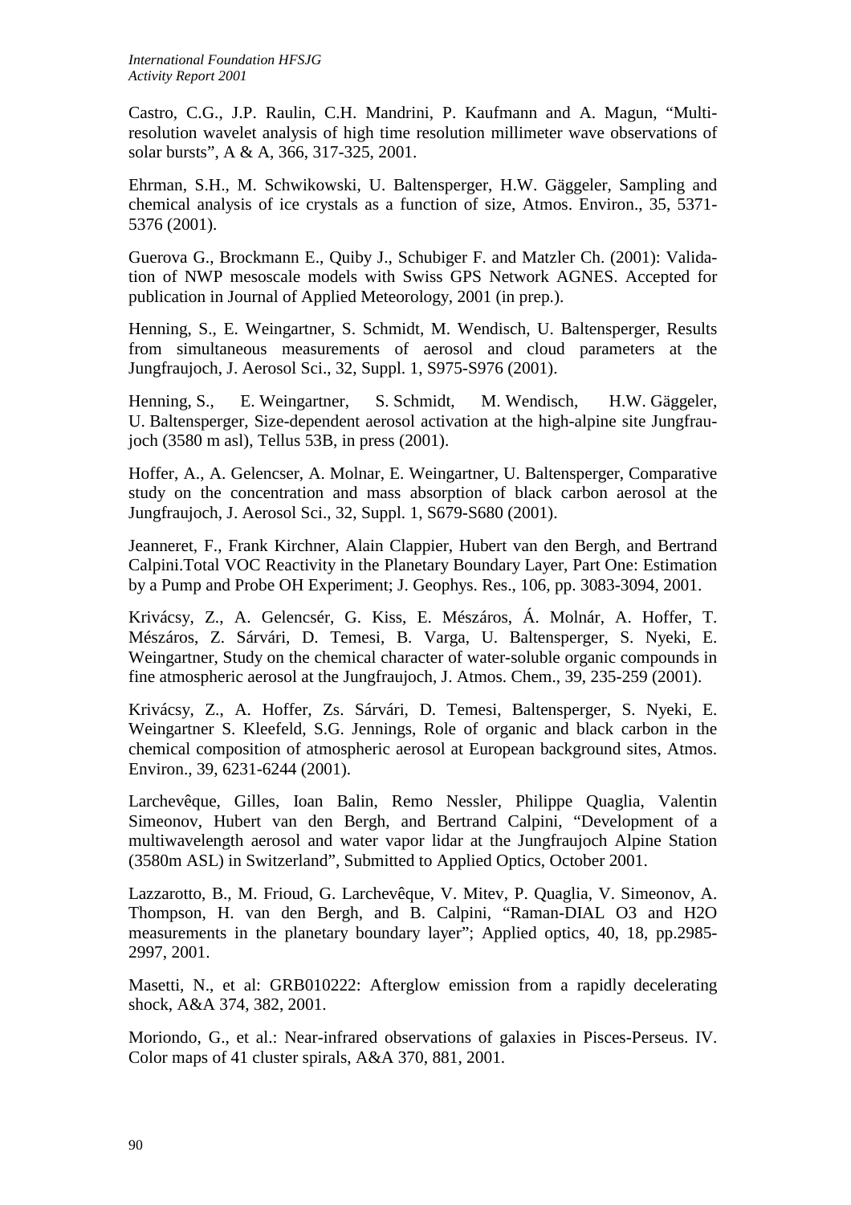Castro, C.G., J.P. Raulin, C.H. Mandrini, P. Kaufmann and A. Magun, "Multi-resolution wavelet analysis of high time resolution millimeter wave observations of solar bursts", A & A, 366, 317-325, 2001.

Ehrman, S.H., M. Schwikowski, U. Baltensperger, H.W. Gäggeler, Sampling and chemical analysis of ice crystals as a function of size, Atmos. Environ., 35, 5371-5376 (2001).

Guerova G., Brockmann E., Quiby J., Schubiger F. and Matzler Ch. (2001): Validation of NWP mesoscale models with Swiss GPS Network AGNES. Accepted for publication in Journal of Applied Meteorology, 2001 (in prep.).

Henning, S., E. Weingartner, S. Schmidt, M. Wendisch, U. Baltensperger, Results from simultaneous measurements of aerosol and cloud parameters at the Jungfraujoch, J. Aerosol Sci., 32, Suppl. 1, S975-S976 (2001).

Henning, S., E. Weingartner, S. Schmidt, M. Wendisch, H.W. Gäggeler, U. Baltensperger, Size-dependent aerosol activation at the high-alpine site Jungfraujoch (3580 m asl), Tellus 53B, in press (2001).

Hoffer, A., A. Gelencser, A. Molnar, E. Weingartner, U. Baltensperger, Comparative study on the concentration and mass absorption of black carbon aerosol at the Jungfraujoch, J. Aerosol Sci., 32, Suppl. 1, S679-S680 (2001).

Jeanneret, F., Frank Kirchner, Alain Clappier, Hubert van den Bergh, and Bertrand Calpini.Total VOC Reactivity in the Planetary Boundary Layer, Part One: Estimation by a Pump and Probe OH Experiment; J. Geophys. Res., 106, pp. 3083-3094, 2001.

Krivácsy, Z., A. Gelencsér, G. Kiss, E. Mészáros, Á. Molnár, A. Hoffer, T. Mészáros, Z. Sárvári, D. Temesi, B. Varga, U. Baltensperger, S. Nyeki, E. Weingartner, Study on the chemical character of water-soluble organic compounds in fine atmospheric aerosol at the Jungfraujoch, J. Atmos. Chem., 39, 235-259 (2001).

Krivácsy, Z., A. Hoffer, Zs. Sárvári, D. Temesi, Baltensperger, S. Nyeki, E. Weingartner S. Kleefeld, S.G. Jennings, Role of organic and black carbon in the chemical composition of atmospheric aerosol at European background sites, Atmos. Environ., 39, 6231-6244 (2001).

Larchevêque, Gilles, Ioan Balin, Remo Nessler, Philippe Quaglia, Valentin Simeonov, Hubert van den Bergh, and Bertrand Calpini, "Development of a multiwavelength aerosol and water vapor lidar at the Jungfraujoch Alpine Station (3580m ASL) in Switzerland", Submitted to Applied Optics, October 2001.

Lazzarotto, B., M. Frioud, G. Larchevêque, V. Mitev, P. Quaglia, V. Simeonov, A. Thompson, H. van den Bergh, and B. Calpini, "Raman-DIAL O3 and H2O measurements in the planetary boundary layer"; Applied optics, 40, 18, pp.2985-2997, 2001.

Masetti, N., et al: GRB010222: Afterglow emission from a rapidly decelerating shock, A&A 374, 382, 2001.

Moriondo, G., et al.: Near-infrared observations of galaxies in Pisces-Perseus. IV. Color maps of 41 cluster spirals, A&A 370, 881, 2001.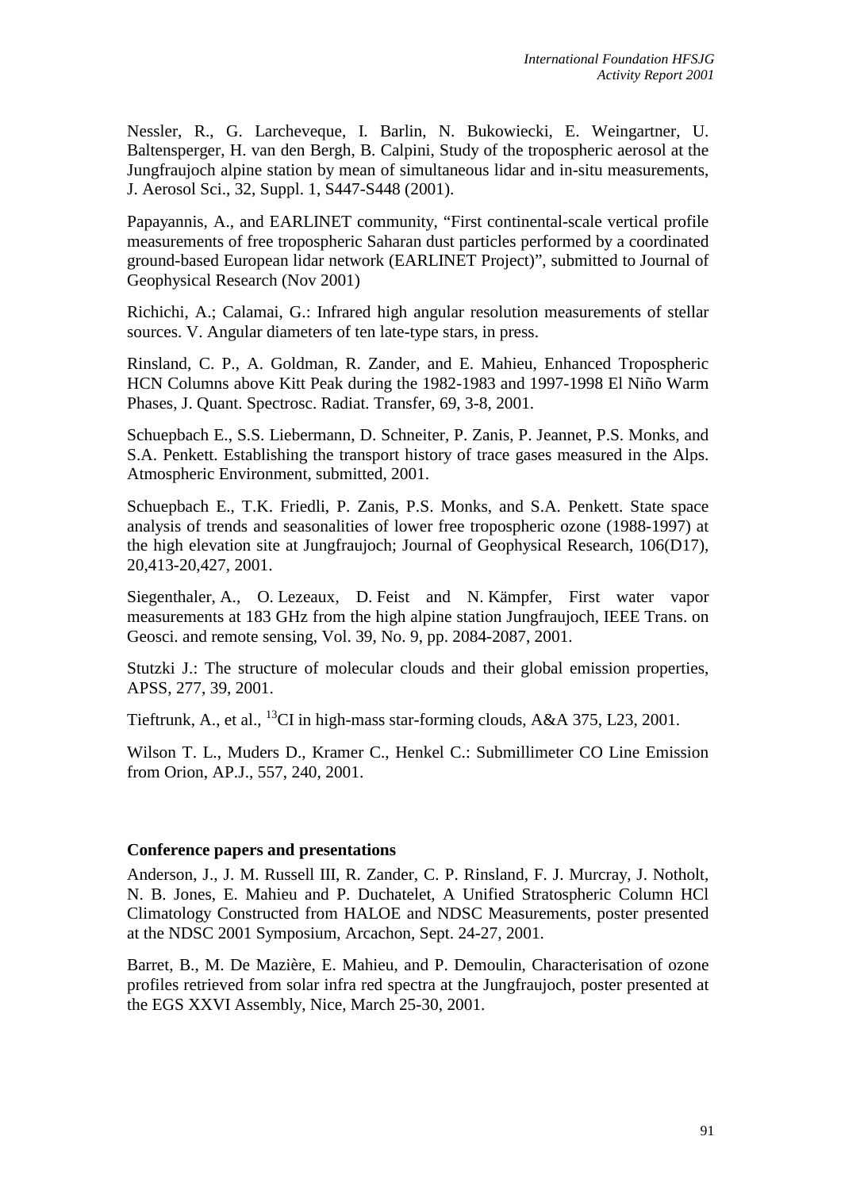Nessler, R., G. Larcheveque, I. Barlin, N. Bukowiecki, E. Weingartner, U. Baltensperger, H. van den Bergh, B. Calpini, Study of the tropospheric aerosol at the Jungfraujoch alpine station by mean of simultaneous lidar and in-situ measurements, J. Aerosol Sci., 32, Suppl. 1, S447-S448 (2001).

Papayannis, A., and EARLINET community, "First continental-scale vertical profile measurements of free tropospheric Saharan dust particles performed by a coordinated ground-based European lidar network (EARLINET Project)", submitted to Journal of Geophysical Research (Nov 2001)

Richichi, A.; Calamai, G.: Infrared high angular resolution measurements of stellar sources. V. Angular diameters of ten late-type stars, in press.

Rinsland, C. P., A. Goldman, R. Zander, and E. Mahieu, Enhanced Tropospheric HCN Columns above Kitt Peak during the 1982-1983 and 1997-1998 El Niño Warm Phases, J. Quant. Spectrosc. Radiat. Transfer, 69, 3-8, 2001.

Schuepbach E., S.S. Liebermann, D. Schneiter, P. Zanis, P. Jeannet, P.S. Monks, and S.A. Penkett. Establishing the transport history of trace gases measured in the Alps. Atmospheric Environment, submitted, 2001.

Schuepbach E., T.K. Friedli, P. Zanis, P.S. Monks, and S.A. Penkett. State space analysis of trends and seasonalities of lower free tropospheric ozone (1988-1997) at the high elevation site at Jungfraujoch; Journal of Geophysical Research, 106(D17), 20,413-20,427, 2001.

Siegenthaler, A., O. Lezeaux, D. Feist and N. Kämpfer, First water vapor measurements at 183 GHz from the high alpine station Jungfraujoch, IEEE Trans. on Geosci. and remote sensing, Vol. 39, No. 9, pp. 2084-2087, 2001.

Stutzki J.: The structure of molecular clouds and their global emission properties, APSS, 277, 39, 2001.

Tieftrunk, A., et al., $^{13}$CI in high-mass star-forming clouds, A&A 375, L23, 2001.

Wilson T. L., Muders D., Kramer C., Henkel C.: Submillimeter CO Line Emission from Orion, AP.J., 557, 240, 2001.

**Conference papers and presentations**

Anderson, J., J. M. Russell III, R. Zander, C. P. Rinsland, F. J. Murcray, J. Notholt, N. B. Jones, E. Mahieu and P. Duchatelet, A Unified Stratospheric Column HCl Climatology Constructed from HALOE and NDSC Measurements, poster presented at the NDSC 2001 Symposium, Arcachon, Sept. 24-27, 2001.

Barret, B., M. De Mazière, E. Mahieu, and P. Demoulin, Characterisation of ozone profiles retrieved from solar infra red spectra at the Jungfraujoch, poster presented at the EGS XXVI Assembly, Nice, March 25-30, 2001.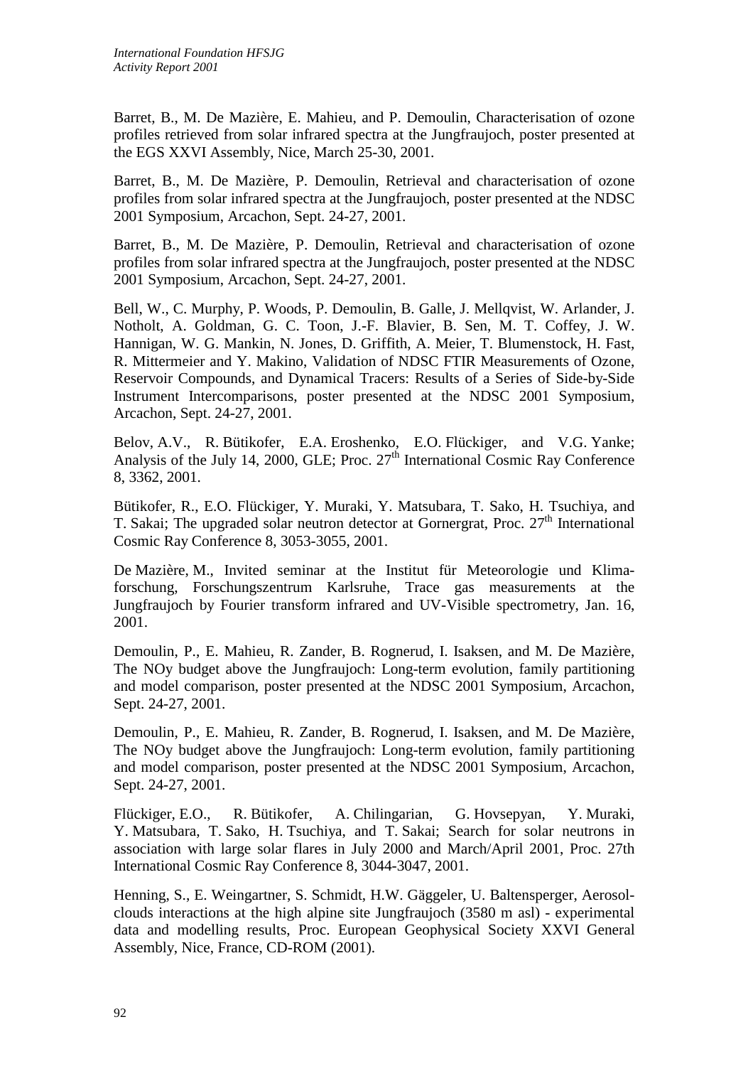Barret, B., M. De Mazière, E. Mahieu, and P. Demoulin, Characterisation of ozone profiles retrieved from solar infrared spectra at the Jungfraujoch, poster presented at the EGS XXVI Assembly, Nice, March 25-30, 2001.

Barret, B., M. De Mazière, P. Demoulin, Retrieval and characterisation of ozone profiles from solar infrared spectra at the Jungfraujoch, poster presented at the NDSC 2001 Symposium, Arcachon, Sept. 24-27, 2001.

Barret, B., M. De Mazière, P. Demoulin, Retrieval and characterisation of ozone profiles from solar infrared spectra at the Jungfraujoch, poster presented at the NDSC 2001 Symposium, Arcachon, Sept. 24-27, 2001.

Bell, W., C. Murphy, P. Woods, P. Demoulin, B. Galle, J. Mellqvist, W. Arlander, J. Notholt, A. Goldman, G. C. Toon, J.-F. Blavier, B. Sen, M. T. Coffey, J. W. Hannigan, W. G. Mankin, N. Jones, D. Griffith, A. Meier, T. Blumenstock, H. Fast, R. Mittermeier and Y. Makino, Validation of NDSC FTIR Measurements of Ozone, Reservoir Compounds, and Dynamical Tracers: Results of a Series of Side-by-Side Instrument Intercomparisons, poster presented at the NDSC 2001 Symposium, Arcachon, Sept. 24-27, 2001.

Belov, A.V., R. Bütikofer, E.A. Eroshenko, E.O. Flückiger, and V.G. Yanke; Analysis of the July 14, 2000, GLE; Proc. 27th International Cosmic Ray Conference 8, 3362, 2001.

Bütikofer, R., E.O. Flückiger, Y. Muraki, Y. Matsubara, T. Sako, H. Tsuchiya, and T. Sakai; The upgraded solar neutron detector at Gornergrat, Proc. 27th International Cosmic Ray Conference 8, 3053-3055, 2001.

De Mazière, M., Invited seminar at the Institut für Meteorologie und Klimaforschung, Forschungszentrum Karlsruhe, Trace gas measurements at the Jungfraujoch by Fourier transform infrared and UV-Visible spectrometry, Jan. 16, 2001.

Demoulin, P., E. Mahieu, R. Zander, B. Rognerud, I. Isaksen, and M. De Mazière, The NOy budget above the Jungfraujoch: Long-term evolution, family partitioning and model comparison, poster presented at the NDSC 2001 Symposium, Arcachon, Sept. 24-27, 2001.

Demoulin, P., E. Mahieu, R. Zander, B. Rognerud, I. Isaksen, and M. De Mazière, The NOy budget above the Jungfraujoch: Long-term evolution, family partitioning and model comparison, poster presented at the NDSC 2001 Symposium, Arcachon, Sept. 24-27, 2001.

Flückiger, E.O., R. Bütikofer, A. Chilingarian, G. Hovsepyan, Y. Muraki, Y. Matsubara, T. Sako, H. Tsuchiya, and T. Sakai; Search for solar neutrons in association with large solar flares in July 2000 and March/April 2001, Proc. 27th International Cosmic Ray Conference 8, 3044-3047, 2001.

Henning, S., E. Weingartner, S. Schmidt, H.W. Gäggeler, U. Baltensperger, Aerosol-clouds interactions at the high alpine site Jungfraujoch (3580 m asl) - experimental data and modelling results, Proc. European Geophysical Society XXVI General Assembly, Nice, France, CD-ROM (2001).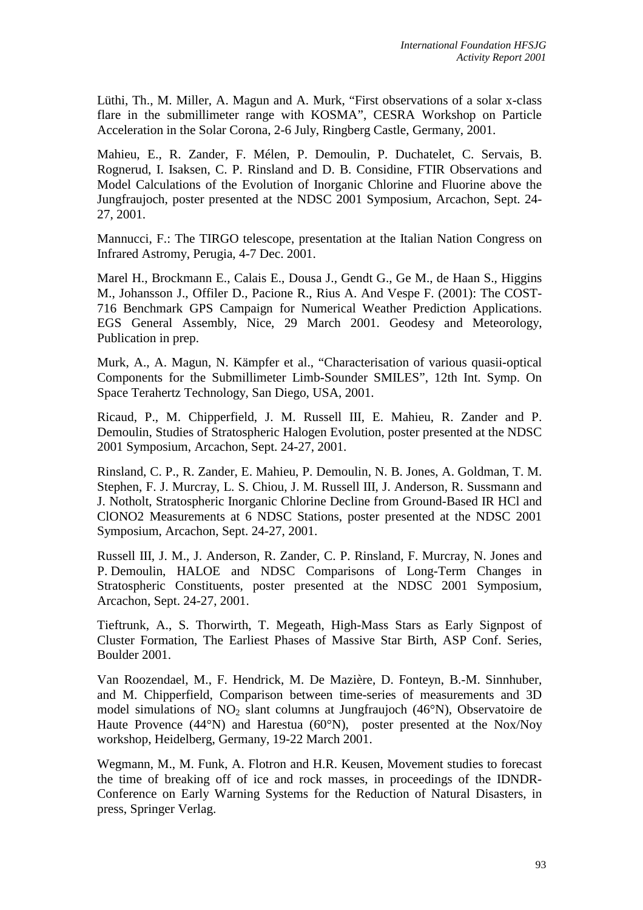Lüthi, Th., M. Miller, A. Magun and A. Murk, “First observations of a solar x-class flare in the submillimeter range with KOSMA”, CESRA Workshop on Particle Acceleration in the Solar Corona, 2-6 July, Ringberg Castle, Germany, 2001.

Mahieu, E., R. Zander, F. Mélen, P. Demoulin, P. Duchatelet, C. Servais, B. Rognerud, I. Isaksen, C. P. Rinsland and D. B. Considine, FTIR Observations and Model Calculations of the Evolution of Inorganic Chlorine and Fluorine above the Jungfraujoch, poster presented at the NDSC 2001 Symposium, Arcachon, Sept. 24-27, 2001.

Mannucci, F.: The TIRGO telescope, presentation at the Italian Nation Congress on Infrared Astromy, Perugia, 4-7 Dec. 2001.

Marel H., Brockmann E., Calais E., Dousa J., Gendt G., Ge M., de Haan S., Higgins M., Johansson J., Offiler D., Pacione R., Rius A. And Vespe F. (2001): The COST-716 Benchmark GPS Campaign for Numerical Weather Prediction Applications. EGS General Assembly, Nice, 29 March 2001. Geodesy and Meteorology, Publication in prep.

Murk, A., A. Magun, N. Kämpfer et al., “Characterisation of various quasii-optical Components for the Submillimeter Limb-Sounder SMILES”, 12th Int. Symp. On Space Terahertz Technology, San Diego, USA, 2001.

Ricaud, P., M. Chipperfield, J. M. Russell III, E. Mahieu, R. Zander and P. Demoulin, Studies of Stratospheric Halogen Evolution, poster presented at the NDSC 2001 Symposium, Arcachon, Sept. 24-27, 2001.

Rinsland, C. P., R. Zander, E. Mahieu, P. Demoulin, N. B. Jones, A. Goldman, T. M. Stephen, F. J. Murcray, L. S. Chiou, J. M. Russell III, J. Anderson, R. Sussmann and J. Notholt, Stratospheric Inorganic Chlorine Decline from Ground-Based IR HCl and ClONO2 Measurements at 6 NDSC Stations, poster presented at the NDSC 2001 Symposium, Arcachon, Sept. 24-27, 2001.

Russell III, J. M., J. Anderson, R. Zander, C. P. Rinsland, F. Murcray, N. Jones and P. Demoulin, HALOE and NDSC Comparisons of Long-Term Changes in Stratospheric Constituents, poster presented at the NDSC 2001 Symposium, Arcachon, Sept. 24-27, 2001.

Tieftrunk, A., S. Thorwirth, T. Megeath, High-Mass Stars as Early Signpost of Cluster Formation, The Earliest Phases of Massive Star Birth, ASP Conf. Series, Boulder 2001.

Van Roozendael, M., F. Hendrick, M. De Mazière, D. Fonteyn, B.-M. Sinnhuber, and M. Chipperfield, Comparison between time-series of measurements and 3D model simulations of $NO_2$ slant columns at Jungfraujoch (46°N), Observatoire de Haute Provence (44°N) and Harestua (60°N), poster presented at the Nox/Noy workshop, Heidelberg, Germany, 19-22 March 2001.

Wegmann, M., M. Funk, A. Flotron and H.R. Keusen, Movement studies to forecast the time of breaking off of ice and rock masses, in proceedings of the IDNDR-Conference on Early Warning Systems for the Reduction of Natural Disasters, in press, Springer Verlag.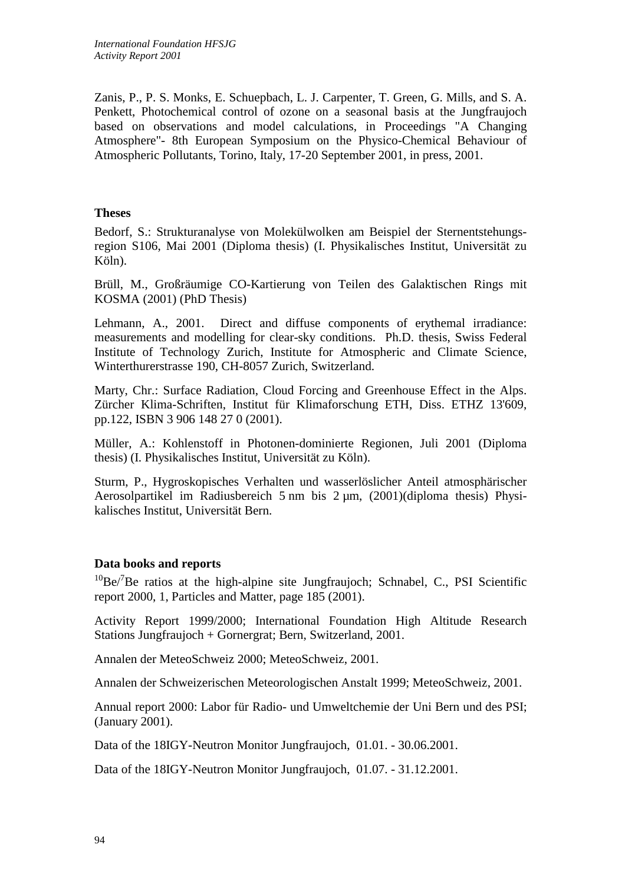Zanis, P., P. S. Monks, E. Schuepbach, L. J. Carpenter, T. Green, G. Mills, and S. A. Penkett, Photochemical control of ozone on a seasonal basis at the Jungfraujoch based on observations and model calculations, in Proceedings "A Changing Atmosphere"- 8th European Symposium on the Physico-Chemical Behaviour of Atmospheric Pollutants, Torino, Italy, 17-20 September 2001, in press, 2001.

## Theses

Bedorf, S.: Strukturanalyse von Molekülwolken am Beispiel der Sternentstehungs-region S106, Mai 2001 (Diploma thesis) (I. Physikalisches Institut, Universität zu Köln).

Brüll, M., Großräumige CO-Kartierung von Teilen des Galaktischen Rings mit KOSMA (2001) (PhD Thesis)

Lehmann, A., 2001. Direct and diffuse components of erythemal irradiance: measurements and modelling for clear-sky conditions. Ph.D. thesis, Swiss Federal Institute of Technology Zurich, Institute for Atmospheric and Climate Science, Winterthurerstrasse 190, CH-8057 Zurich, Switzerland.

Marty, Chr.: Surface Radiation, Cloud Forcing and Greenhouse Effect in the Alps. Zürcher Klima-Schriften, Institut für Klimaforschung ETH, Diss. ETHZ 13'609, pp.122, ISBN 3 906 148 27 0 (2001).

Müller, A.: Kohlenstoff in Photonen-dominierte Regionen, Juli 2001 (Diploma thesis) (I. Physikalisches Institut, Universität zu Köln).

Sturm, P., Hygroskopisches Verhalten und wasserlöslicher Anteil atmosphärischer Aerosolpartikel im Radiusbereich 5 nm bis 2 µm, (2001)(diploma thesis) Physikalisches Institut, Universität Bern.

## Data books and reports

$^{10}Be/^{7}Be$ ratios at the high-alpine site Jungfraujoch; Schnabel, C., PSI Scientific report 2000, 1, Particles and Matter, page 185 (2001).

Activity Report 1999/2000; International Foundation High Altitude Research Stations Jungfraujoch + Gornergrat; Bern, Switzerland, 2001.

Annalen der MeteoSchweiz 2000; MeteoSchweiz, 2001.

Annalen der Schweizerischen Meteorologischen Anstalt 1999; MeteoSchweiz, 2001.

Annual report 2000: Labor für Radio- und Umweltchemie der Uni Bern und des PSI; (January 2001).

Data of the 18IGY-Neutron Monitor Jungfraujoch, 01.01. - 30.06.2001.

Data of the 18IGY-Neutron Monitor Jungfraujoch, 01.07. - 31.12.2001.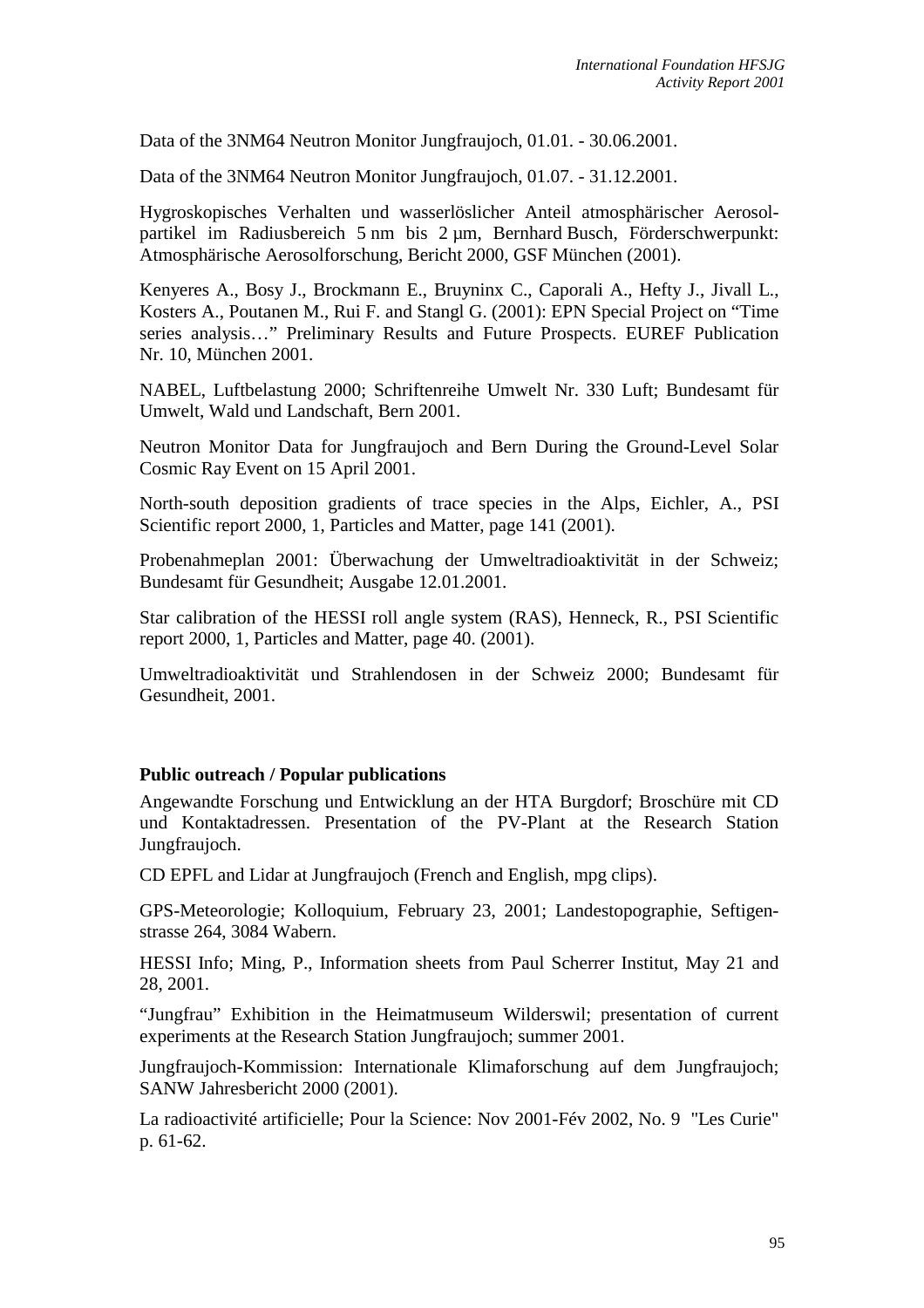Data of the 3NM64 Neutron Monitor Jungfraujoch, 01.01. - 30.06.2001.

Data of the 3NM64 Neutron Monitor Jungfraujoch, 01.07. - 31.12.2001.

Hygroskopisches Verhalten und wasserlöslicher Anteil atmosphärischer Aerosolpartikel im Radiusbereich 5 nm bis 2 µm, Bernhard Busch, Förderschwerpunkt: Atmosphärische Aerosolforschung, Bericht 2000, GSF München (2001).

Kenyeres A., Bosy J., Brockmann E., Bruyninx C., Caporali A., Hefty J., Jivall L., Kosters A., Poutanen M., Rui F. and Stangl G. (2001): EPN Special Project on "Time series analysis…" Preliminary Results and Future Prospects. EUREF Publication Nr. 10, München 2001.

NABEL, Luftbelastung 2000; Schriftenreihe Umwelt Nr. 330 Luft; Bundesamt für Umwelt, Wald und Landschaft, Bern 2001.

Neutron Monitor Data for Jungfraujoch and Bern During the Ground-Level Solar Cosmic Ray Event on 15 April 2001.

North-south deposition gradients of trace species in the Alps, Eichler, A., PSI Scientific report 2000, 1, Particles and Matter, page 141 (2001).

Probenahmeplan 2001: Überwachung der Umweltradioaktivität in der Schweiz; Bundesamt für Gesundheit; Ausgabe 12.01.2001.

Star calibration of the HESSI roll angle system (RAS), Henneck, R., PSI Scientific report 2000, 1, Particles and Matter, page 40. (2001).

Umweltradioaktivität und Strahlendosen in der Schweiz 2000; Bundesamt für Gesundheit, 2001.

**Public outreach / Popular publications**

Angewandte Forschung und Entwicklung an der HTA Burgdorf; Broschüre mit CD und Kontaktadressen. Presentation of the PV-Plant at the Research Station Jungfraujoch.

CD EPFL and Lidar at Jungfraujoch (French and English, mpg clips).

GPS-Meteorologie; Kolloquium, February 23, 2001; Landestopographie, Seftigenstrasse 264, 3084 Wabern.

HESSI Info; Ming, P., Information sheets from Paul Scherrer Institut, May 21 and 28, 2001.

"Jungfrau" Exhibition in the Heimatmuseum Wilderswil; presentation of current experiments at the Research Station Jungfraujoch; summer 2001.

Jungfraujoch-Kommission: Internationale Klimaforschung auf dem Jungfraujoch; SANW Jahresbericht 2000 (2001).

La radioactivité artificielle; Pour la Science: Nov 2001-Fév 2002, No. 9 "Les Curie" p. 61-62.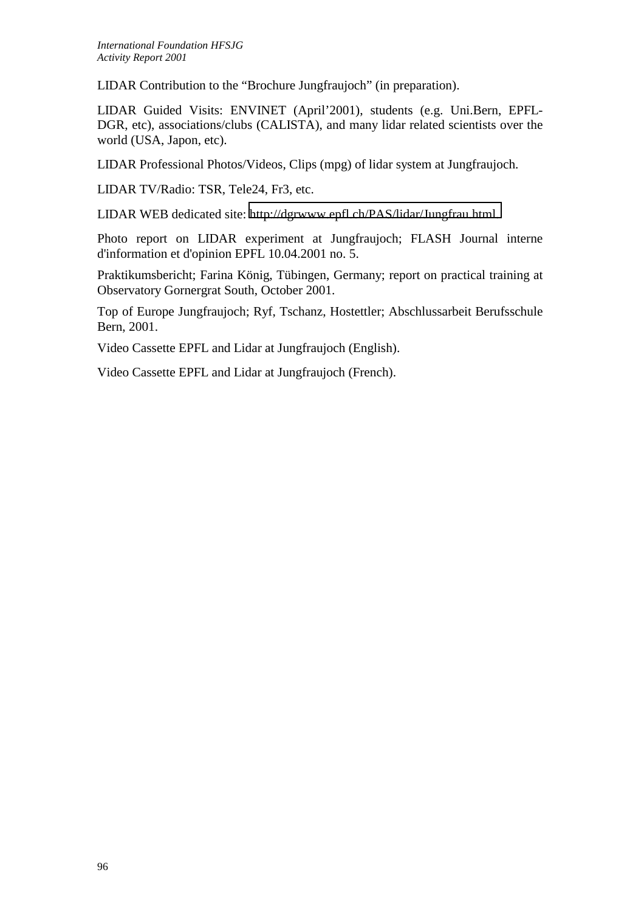LIDAR Contribution to the "Brochure Jungfraujoch" (in preparation).

LIDAR Guided Visits: ENVINET (April'2001), students (e.g. Uni.Bern, EPFL-DGR, etc), associations/clubs (CALISTA), and many lidar related scientists over the world (USA, Japon, etc).

LIDAR Professional Photos/Videos, Clips (mpg) of lidar system at Jungfraujoch.

LIDAR TV/Radio: TSR, Tele24, Fr3, etc.

LIDAR WEB dedicated site: http://dgrwww.epfl.ch/PAS/lidar/Jungfrau.html

Photo report on LIDAR experiment at Jungfraujoch; FLASH Journal interne d'information et d'opinion EPFL 10.04.2001 no. 5.

Praktikumsbericht; Farina König, Tübingen, Germany; report on practical training at Observatory Gornergrat South, October 2001.

Top of Europe Jungfraujoch; Ryf, Tschanz, Hostettler; Abschlussarbeit Berufsschule Bern, 2001.

Video Cassette EPFL and Lidar at Jungfraujoch (English).

Video Cassette EPFL and Lidar at Jungfraujoch (French).